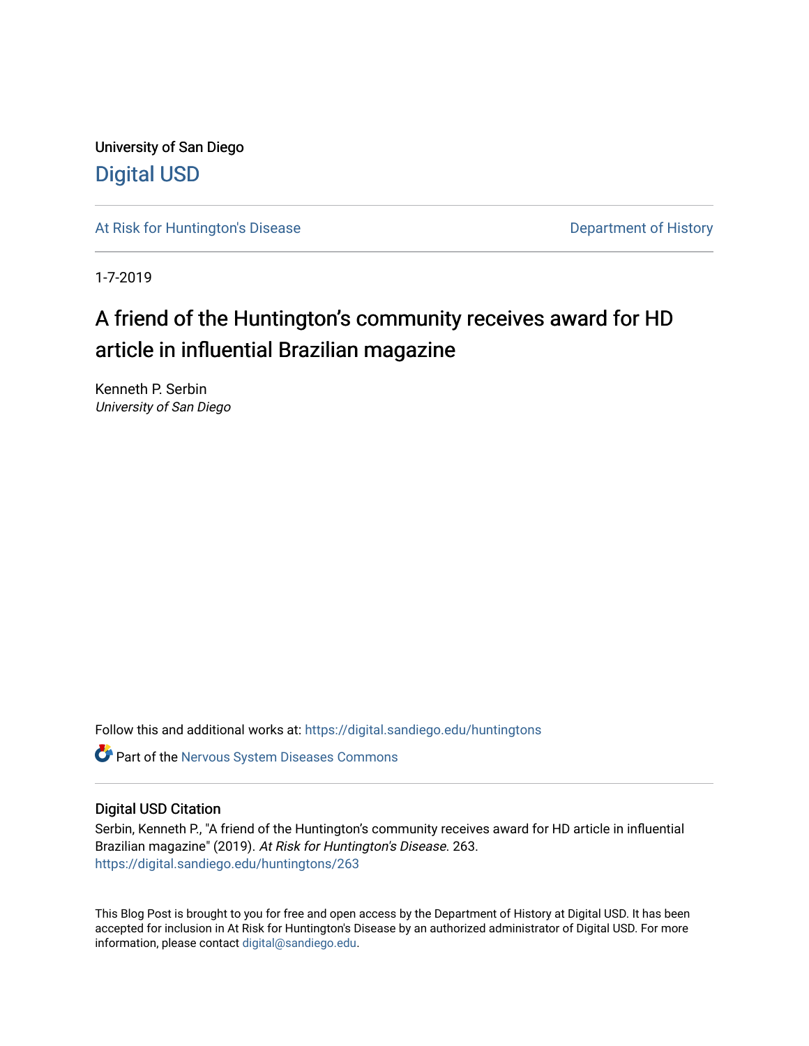University of San Diego

Digital USD

At Risk for Huntington's Disease

Department of History

1-7-2019

# A friend of the Huntington's community receives award for HD article in influential Brazilian magazine

Kenneth P. Serbin

*University of San Diego*

Follow this and additional works at: https://digital.sandiego.edu/huntingtons

Part of the Nervous System Diseases Commons

## Digital USD Citation

Serbin, Kenneth P., "A friend of the Huntington's community receives award for HD article in influential Brazilian magazine" (2019). *At Risk for Huntington's Disease*. 263.
https://digital.sandiego.edu/huntingtons/263

This Blog Post is brought to you for free and open access by the Department of History at Digital USD. It has been accepted for inclusion in At Risk for Huntington's Disease by an authorized administrator of Digital USD. For more information, please contact digital@sandiego.edu.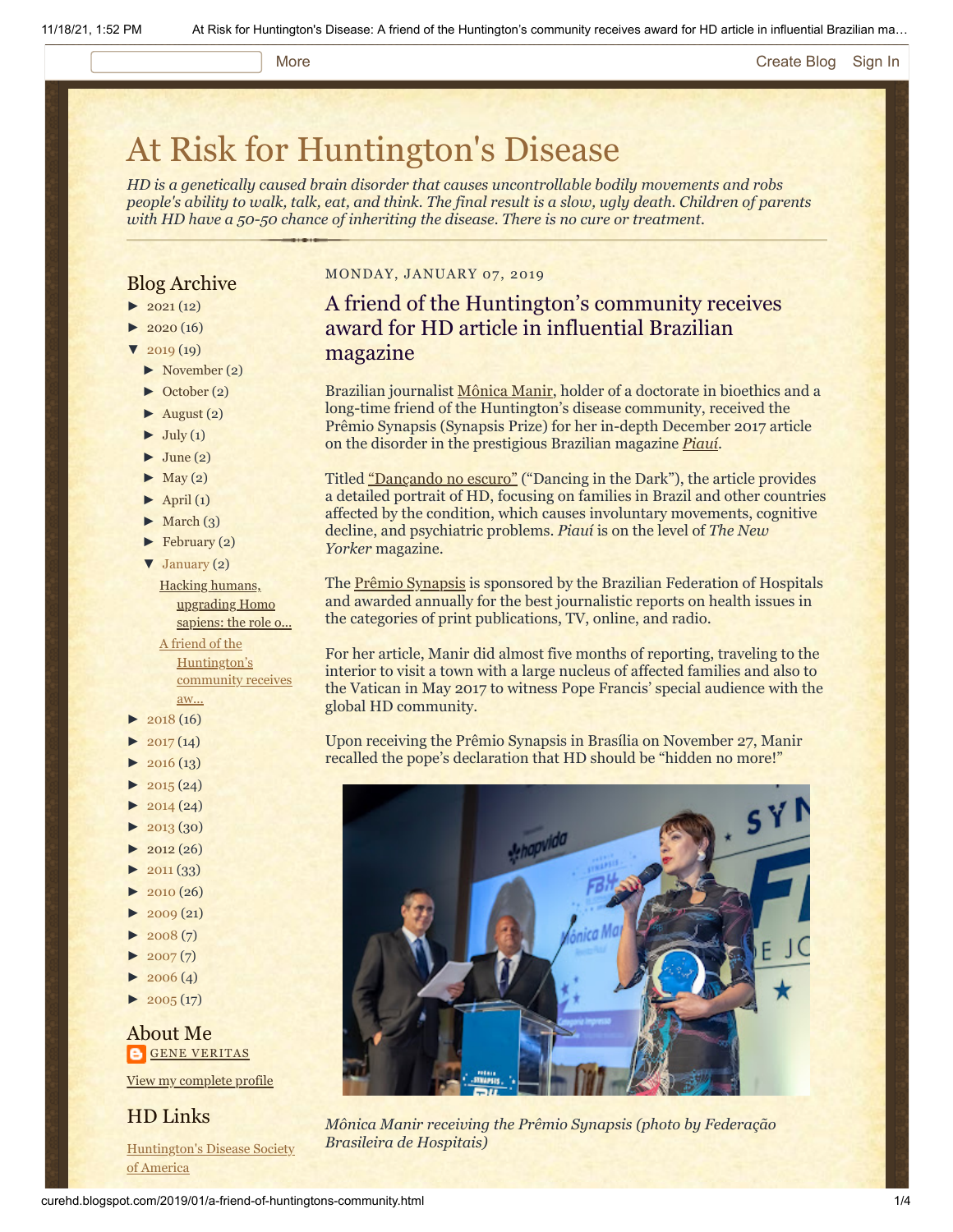# At Risk for Huntington's Disease

*HD is a genetically caused brain disorder that causes uncontrollable bodily movements and robs people's ability to walk, talk, eat, and think. The final result is a slow, ugly death. Children of parents with HD have a 50-50 chance of inheriting the disease. There is no cure or treatment.*

## Blog Archive

- ► 2021 (12)
- ► 2020 (16)
- ▼ 2019 (19)
  - ► November (2)
  - ► October (2)
  - ► August (2)
  - ► July (1)
  - ► June (2)
  - ► May (2)
  - ► April (1)
  - ► March (3)
  - ► February (2)
  - ▼ January (2)
    - Hacking humans, upgrading Homo sapiens: the role o...
    - A friend of the Huntington's community receives aw...
- ► 2018 (16)
- ► 2017 (14)
- ► 2016 (13)
- ► 2015 (24)
- ► 2014 (24)
- ► 2013 (30)
- ► 2012 (26)
- ► 2011 (33)
- ► 2010 (26)
- ► 2009 (21)
- ► 2008 (7)
- ► 2007 (7)
- ► 2006 (4)
- ► 2005 (17)

## About Me

GENE VERITAS

View my complete profile

## HD Links

Huntington's Disease Society of America

MONDAY, JANUARY 07, 2019

## A friend of the Huntington's community receives award for HD article in influential Brazilian magazine

Brazilian journalist Mônica Manir, holder of a doctorate in bioethics and a long-time friend of the Huntington's disease community, received the Prêmio Synapsis (Synapsis Prize) for her in-depth December 2017 article on the disorder in the prestigious Brazilian magazine *Piauí*.

Titled "Dançando no escuro" ("Dancing in the Dark"), the article provides a detailed portrait of HD, focusing on families in Brazil and other countries affected by the condition, which causes involuntary movements, cognitive decline, and psychiatric problems. *Piauí* is on the level of *The New Yorker* magazine.

The Prêmio Synapsis is sponsored by the Brazilian Federation of Hospitals and awarded annually for the best journalistic reports on health issues in the categories of print publications, TV, online, and radio.

For her article, Manir did almost five months of reporting, traveling to the interior to visit a town with a large nucleus of affected families and also to the Vatican in May 2017 to witness Pope Francis' special audience with the global HD community.

Upon receiving the Prêmio Synapsis in Brasília on November 27, Manir recalled the pope's declaration that HD should be "hidden no more!"

*Mônica Manir receiving the Prêmio Synapsis (photo by Federação Brasileira de Hospitais)*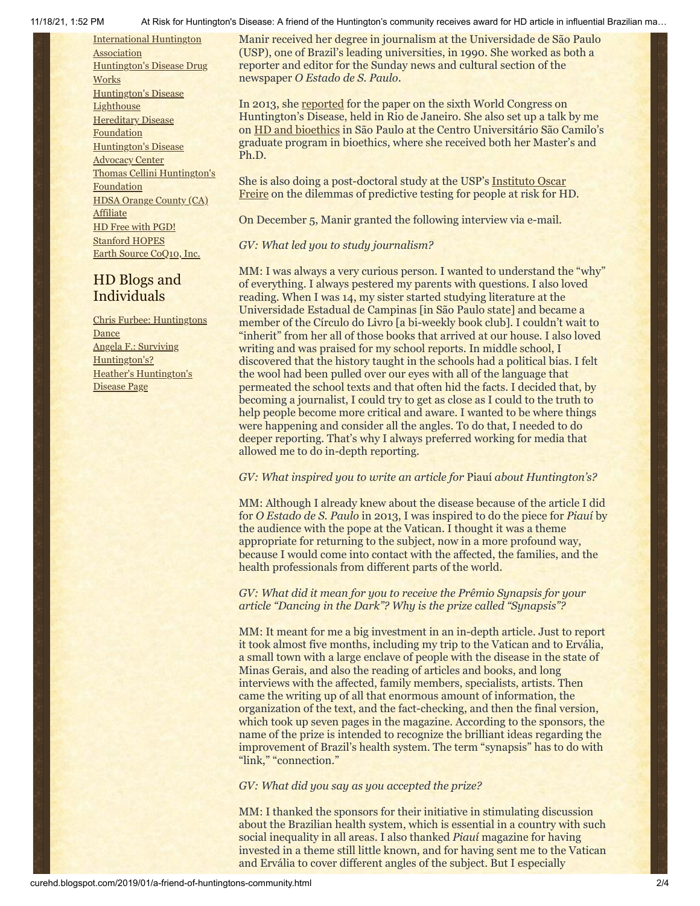[International Huntington Association](#)
[Huntington's Disease Drug Works](#)
[Huntington's Disease Lighthouse](#)
[Hereditary Disease Foundation](#)
[Huntington's Disease Advocacy Center](#)
[Thomas Cellini Huntington's Foundation](#)
[HDSA Orange County (CA) Affiliate](#)
[HD Free with PGD!](#)
[Stanford HOPES](#)
[Earth Source CoQ10, Inc.](#)

## HD Blogs and Individuals

[Chris Furbee: Huntingtons Dance](#)
[Angela F.: Surviving Huntington's?](#)
[Heather's Huntington's Disease Page](#)

Manir received her degree in journalism at the Universidade de São Paulo (USP), one of Brazil's leading universities, in 1990. She worked as both a reporter and editor for the Sunday news and cultural section of the newspaper *O Estado de S. Paulo*.

In 2013, she reported for the paper on the sixth World Congress on Huntington's Disease, held in Rio de Janeiro. She also set up a talk by me on HD and bioethics in São Paulo at the Centro Universitário São Camilo's graduate program in bioethics, where she received both her Master's and Ph.D.

She is also doing a post-doctoral study at the USP's Instituto Oscar Freire on the dilemmas of predictive testing for people at risk for HD.

On December 5, Manir granted the following interview via e-mail.

*GV: What led you to study journalism?*

MM: I was always a very curious person. I wanted to understand the "why" of everything. I always pestered my parents with questions. I also loved reading. When I was 14, my sister started studying literature at the Universidade Estadual de Campinas [in São Paulo state] and became a member of the Círculo do Livro [a bi-weekly book club]. I couldn't wait to "inherit" from her all of those books that arrived at our house. I also loved writing and was praised for my school reports. In middle school, I discovered that the history taught in the schools had a political bias. I felt the wool had been pulled over our eyes with all of the language that permeated the school texts and that often hid the facts. I decided that, by becoming a journalist, I could try to get as close as I could to the truth to help people become more critical and aware. I wanted to be where things were happening and consider all the angles. To do that, I needed to do deeper reporting. That's why I always preferred working for media that allowed me to do in-depth reporting.

*GV: What inspired you to write an article for* Piauí *about Huntington's?*

MM: Although I already knew about the disease because of the article I did for *O Estado de S. Paulo* in 2013, I was inspired to do the piece for *Piauí* by the audience with the pope at the Vatican. I thought it was a theme appropriate for returning to the subject, now in a more profound way, because I would come into contact with the affected, the families, and the health professionals from different parts of the world.

*GV: What did it mean for you to receive the Prêmio Synapsis for your article "Dancing in the Dark"? Why is the prize called "Synapsis"?*

MM: It meant for me a big investment in an in-depth article. Just to report it took almost five months, including my trip to the Vatican and to Ervália, a small town with a large enclave of people with the disease in the state of Minas Gerais, and also the reading of articles and books, and long interviews with the affected, family members, specialists, artists. Then came the writing up of all that enormous amount of information, the organization of the text, and the fact-checking, and then the final version, which took up seven pages in the magazine. According to the sponsors, the name of the prize is intended to recognize the brilliant ideas regarding the improvement of Brazil's health system. The term "synapsis" has to do with "link," "connection."

*GV: What did you say as you accepted the prize?*

MM: I thanked the sponsors for their initiative in stimulating discussion about the Brazilian health system, which is essential in a country with such social inequality in all areas. I also thanked *Piauí* magazine for having invested in a theme still little known, and for having sent me to the Vatican and Ervália to cover different angles of the subject. But I especially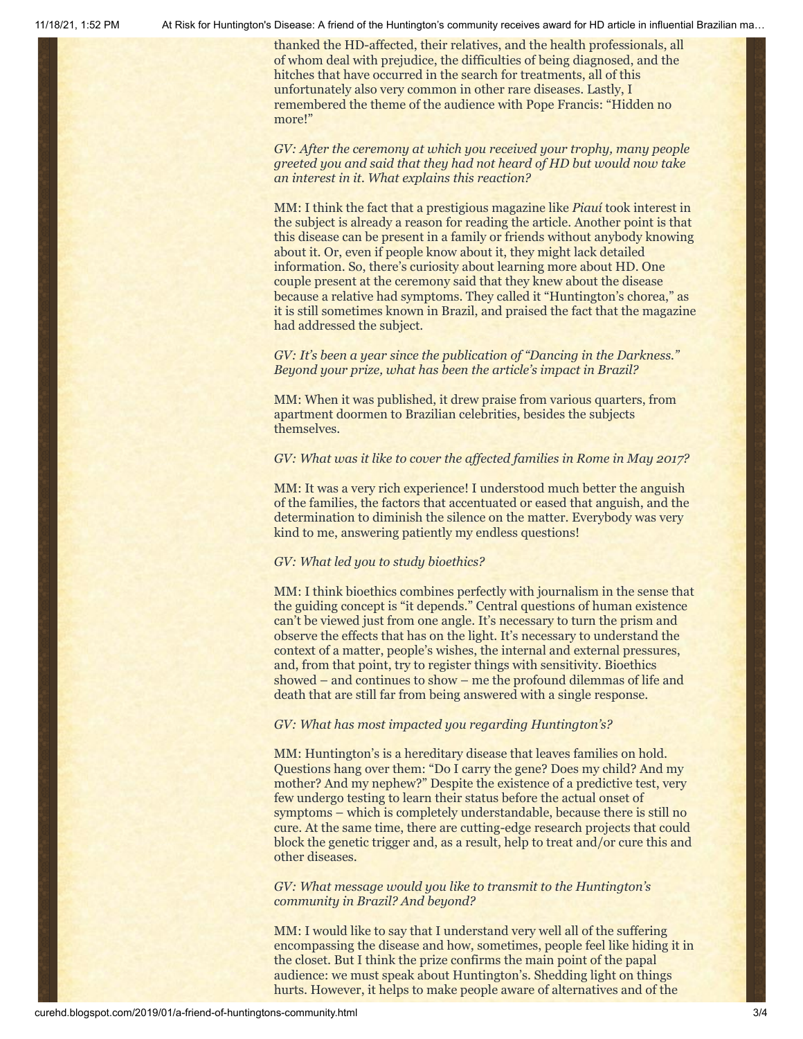thanked the HD-affected, their relatives, and the health professionals, all of whom deal with prejudice, the difficulties of being diagnosed, and the hitches that have occurred in the search for treatments, all of this unfortunately also very common in other rare diseases. Lastly, I remembered the theme of the audience with Pope Francis: "Hidden no more!"

*GV: After the ceremony at which you received your trophy, many people greeted you and said that they had not heard of HD but would now take an interest in it. What explains this reaction?*

MM: I think the fact that a prestigious magazine like *Piauí* took interest in the subject is already a reason for reading the article. Another point is that this disease can be present in a family or friends without anybody knowing about it. Or, even if people know about it, they might lack detailed information. So, there's curiosity about learning more about HD. One couple present at the ceremony said that they knew about the disease because a relative had symptoms. They called it "Huntington's chorea," as it is still sometimes known in Brazil, and praised the fact that the magazine had addressed the subject.

*GV: It's been a year since the publication of "Dancing in the Darkness." Beyond your prize, what has been the article's impact in Brazil?*

MM: When it was published, it drew praise from various quarters, from apartment doormen to Brazilian celebrities, besides the subjects themselves.

*GV: What was it like to cover the affected families in Rome in May 2017?*

MM: It was a very rich experience! I understood much better the anguish of the families, the factors that accentuated or eased that anguish, and the determination to diminish the silence on the matter. Everybody was very kind to me, answering patiently my endless questions!

*GV: What led you to study bioethics?*

MM: I think bioethics combines perfectly with journalism in the sense that the guiding concept is "it depends." Central questions of human existence can't be viewed just from one angle. It's necessary to turn the prism and observe the effects that has on the light. It's necessary to understand the context of a matter, people's wishes, the internal and external pressures, and, from that point, try to register things with sensitivity. Bioethics showed – and continues to show – me the profound dilemmas of life and death that are still far from being answered with a single response.

*GV: What has most impacted you regarding Huntington's?*

MM: Huntington's is a hereditary disease that leaves families on hold. Questions hang over them: "Do I carry the gene? Does my child? And my mother? And my nephew?" Despite the existence of a predictive test, very few undergo testing to learn their status before the actual onset of symptoms – which is completely understandable, because there is still no cure. At the same time, there are cutting-edge research projects that could block the genetic trigger and, as a result, help to treat and/or cure this and other diseases.

*GV: What message would you like to transmit to the Huntington's community in Brazil? And beyond?*

MM: I would like to say that I understand very well all of the suffering encompassing the disease and how, sometimes, people feel like hiding it in the closet. But I think the prize confirms the main point of the papal audience: we must speak about Huntington's. Shedding light on things hurts. However, it helps to make people aware of alternatives and of the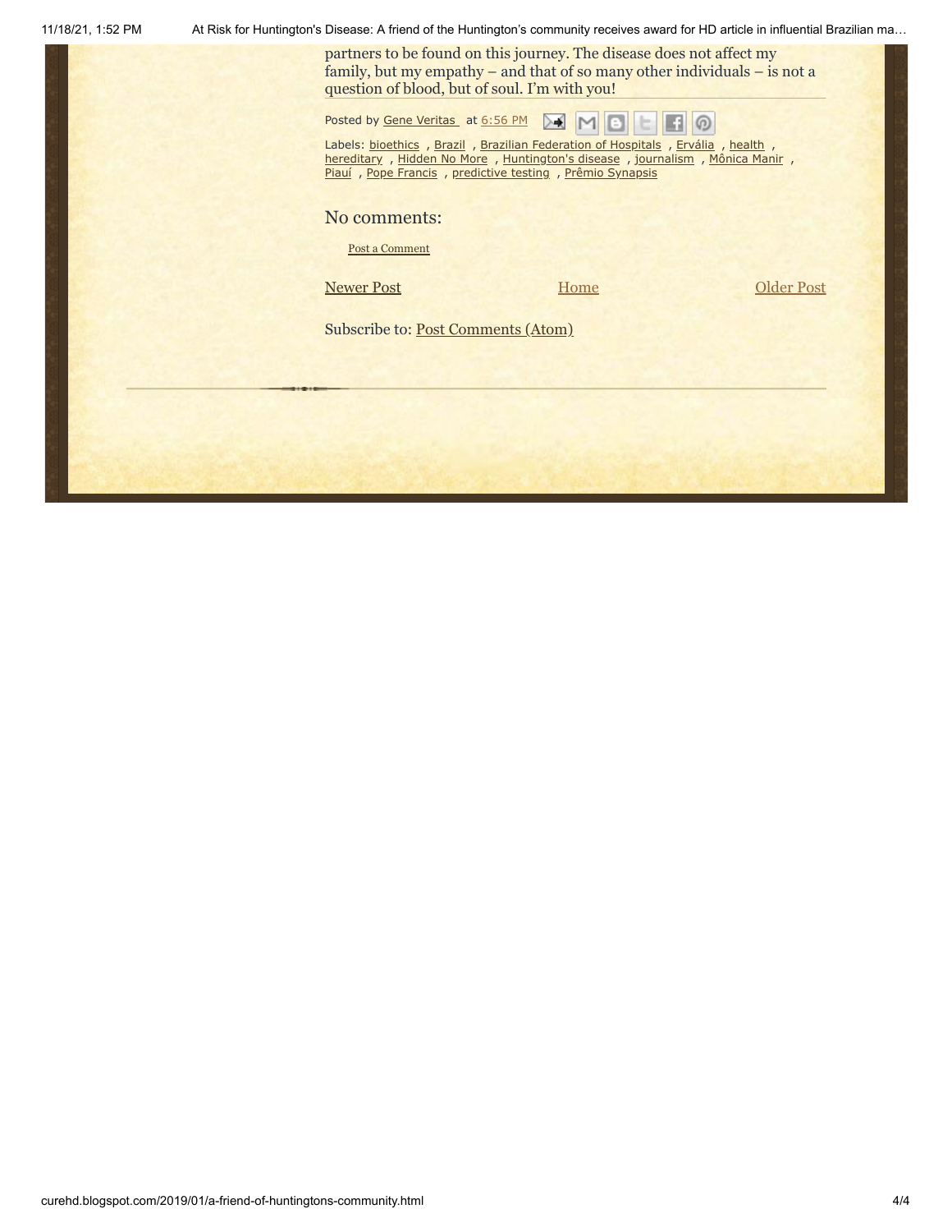partners to be found on this journey. The disease does not affect my family, but my empathy – and that of so many other individuals – is not a question of blood, but of soul. I'm with you!

Posted by Gene Veritas at 6:56 PM

Labels: bioethics , Brazil , Brazilian Federation of Hospitals , Ervália , health , hereditary , Hidden No More , Huntington's disease , journalism , Mônica Manir , Piauí , Pope Francis , predictive testing , Prêmio Synapsis

## No comments:

Post a Comment

Newer Post Home Older Post

Subscribe to: Post Comments (Atom)